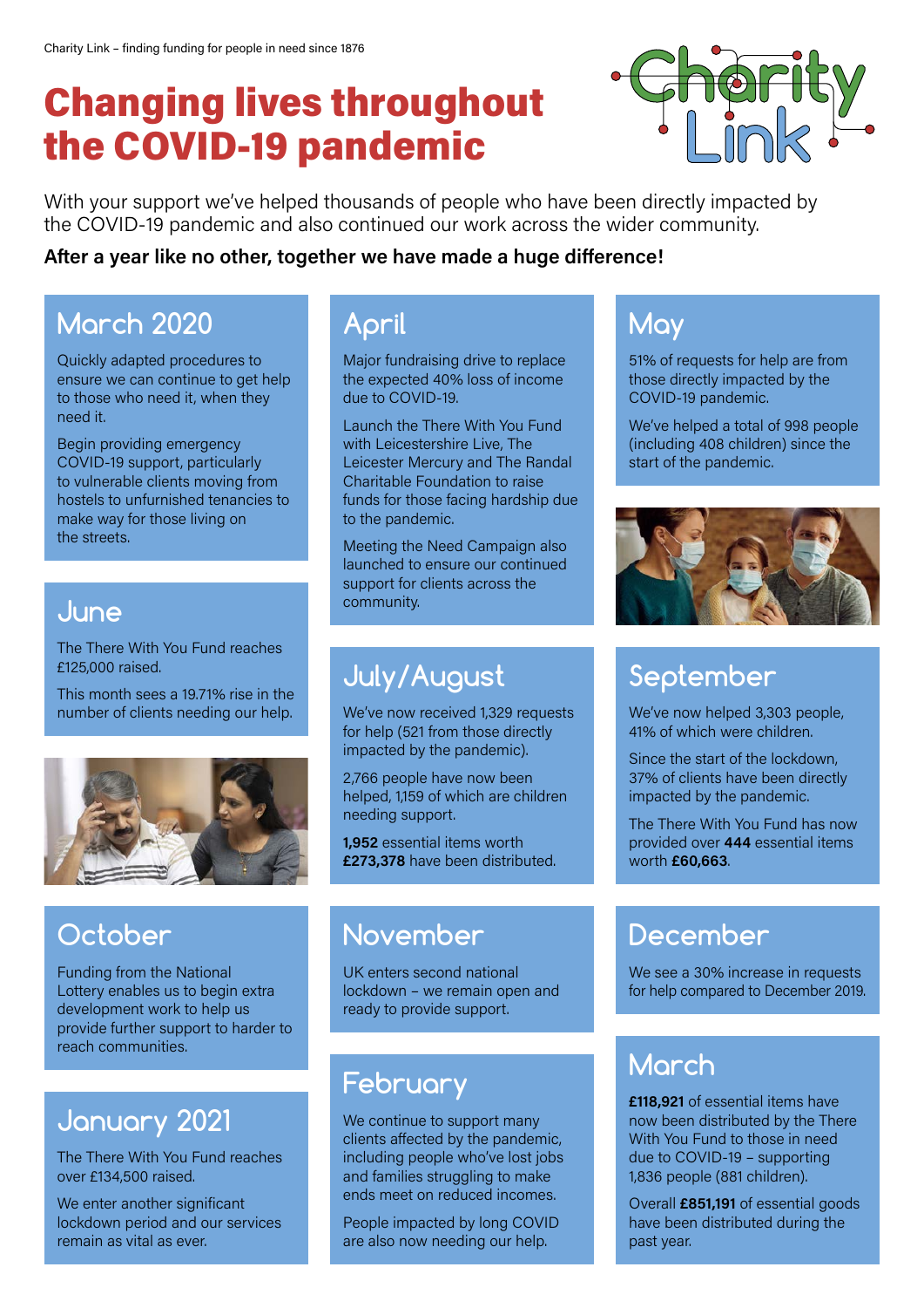Charity Link – finding funding for people in need since 1876

# Changing lives throughout the COVID-19 pandemic

With your support we've helped thousands of people who have been directly impacted by the COVID-19 pandemic and also continued our work across the wider community.

**After a year like no other, together we have made a huge difference!**

## March 2020

Quickly adapted procedures to ensure we can continue to get help to those who need it, when they need it.

Begin providing emergency COVID-19 support, particularly to vulnerable clients moving from hostels to unfurnished tenancies to make way for those living on the streets.

## April

Major fundraising drive to replace the expected 40% loss of income due to COVID-19.

Launch the There With You Fund with Leicestershire Live, The Leicester Mercury and The Randal Charitable Foundation to raise funds for those facing hardship due to the pandemic.

Meeting the Need Campaign also launched to ensure our continued support for clients across the community.

## May

51% of requests for help are from those directly impacted by the COVID-19 pandemic.

We've helped a total of 998 people (including 408 children) since the start of the pandemic.

## June

The There With You Fund reaches £125,000 raised.

This month sees a 19.71% rise in the number of clients needing our help.

## July/August

We've now received 1,329 requests for help (521 from those directly impacted by the pandemic).

2,766 people have now been helped, 1,159 of which are children needing support.

**1,952** essential items worth **£273,378** have been distributed.

## September

We've now helped 3,303 people, 41% of which were children.

Since the start of the lockdown, 37% of clients have been directly impacted by the pandemic.

The There With You Fund has now provided over **444** essential items worth **£60,663**.

## October

Funding from the National Lottery enables us to begin extra development work to help us provide further support to harder to reach communities.

## November

UK enters second national lockdown – we remain open and ready to provide support.

## December

We see a 30% increase in requests for help compared to December 2019.

## January 2021

The There With You Fund reaches over £134,500 raised.

We enter another significant lockdown period and our services remain as vital as ever.

## February

We continue to support many clients affected by the pandemic, including people who've lost jobs and families struggling to make ends meet on reduced incomes.

People impacted by long COVID are also now needing our help.

## March

**£118,921** of essential items have now been distributed by the There With You Fund to those in need due to COVID-19 – supporting 1,836 people (881 children).

Overall **£851,191** of essential goods have been distributed during the past year.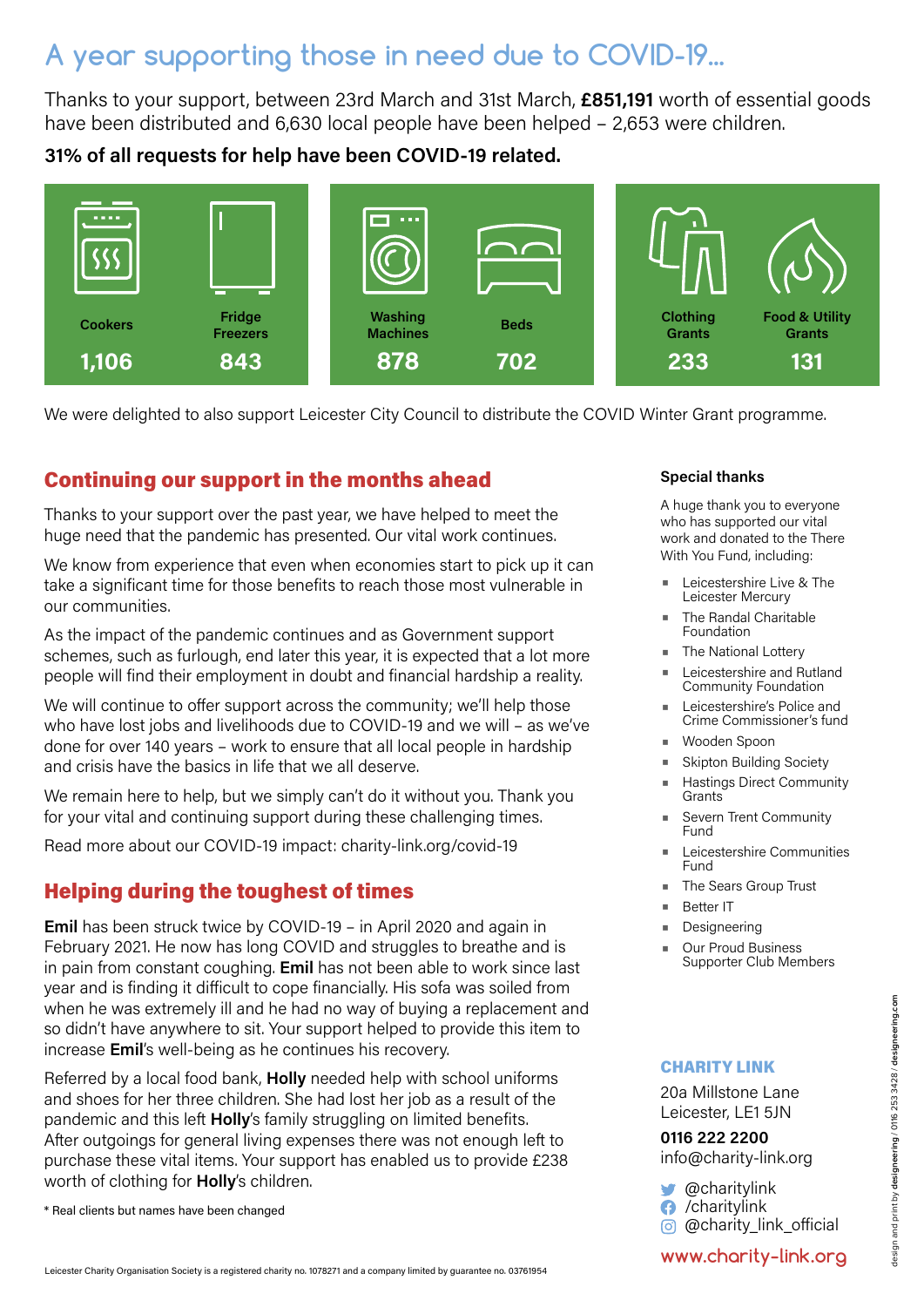# A year supporting those in need due to COVID-19...

Thanks to your support, between 23rd March and 31st March, **£851,191** worth of essential goods have been distributed and 6,630 local people have been helped – 2,653 were children.

**31% of all requests for help have been COVID-19 related.**

Cookers
1,106

Fridge Freezers
843

Washing Machines
878

Beds
702

Clothing Grants
233

Food & Utility Grants
131

We were delighted to also support Leicester City Council to distribute the COVID Winter Grant programme.

## Continuing our support in the months ahead

Thanks to your support over the past year, we have helped to meet the huge need that the pandemic has presented. Our vital work continues.

We know from experience that even when economies start to pick up it can take a significant time for those benefits to reach those most vulnerable in our communities.

As the impact of the pandemic continues and as Government support schemes, such as furlough, end later this year, it is expected that a lot more people will find their employment in doubt and financial hardship a reality.

We will continue to offer support across the community; we'll help those who have lost jobs and livelihoods due to COVID-19 and we will – as we've done for over 140 years – work to ensure that all local people in hardship and crisis have the basics in life that we all deserve.

We remain here to help, but we simply can't do it without you. Thank you for your vital and continuing support during these challenging times.

Read more about our COVID-19 impact: charity-link.org/covid-19

## Helping during the toughest of times

**Emil** has been struck twice by COVID-19 – in April 2020 and again in February 2021. He now has long COVID and struggles to breathe and is in pain from constant coughing. **Emil** has not been able to work since last year and is finding it difficult to cope financially. His sofa was soiled from when he was extremely ill and he had no way of buying a replacement and so didn't have anywhere to sit. Your support helped to provide this item to increase **Emil**'s well-being as he continues his recovery.

Referred by a local food bank, **Holly** needed help with school uniforms and shoes for her three children. She had lost her job as a result of the pandemic and this left **Holly**'s family struggling on limited benefits. After outgoings for general living expenses there was not enough left to purchase these vital items. Your support has enabled us to provide £238 worth of clothing for **Holly**'s children.

\* Real clients but names have been changed

### Special thanks

A huge thank you to everyone who has supported our vital work and donated to the There With You Fund, including:

- Leicestershire Live & The Leicester Mercury
- The Randal Charitable Foundation
- The National Lottery
- Leicestershire and Rutland Community Foundation
- Leicestershire's Police and Crime Commissioner's fund
- Wooden Spoon
- Skipton Building Society
- Hastings Direct Community Grants
- Severn Trent Community Fund
- Leicestershire Communities Fund
- The Sears Group Trust
- Better IT
- Designeering
- Our Proud Business Supporter Club Members

**CHARITY LINK**

20a Millstone Lane
Leicester, LE1 5JN

**0116 222 2200**
info@charity-link.org

@charitylink
/charitylink
@charity_link_official

www.charity-link.org

design and print by designeering / 0116 253 3428 / designeering.com

Leicester Charity Organisation Society is a registered charity no. 1078271 and a company limited by guarantee no. 03761954